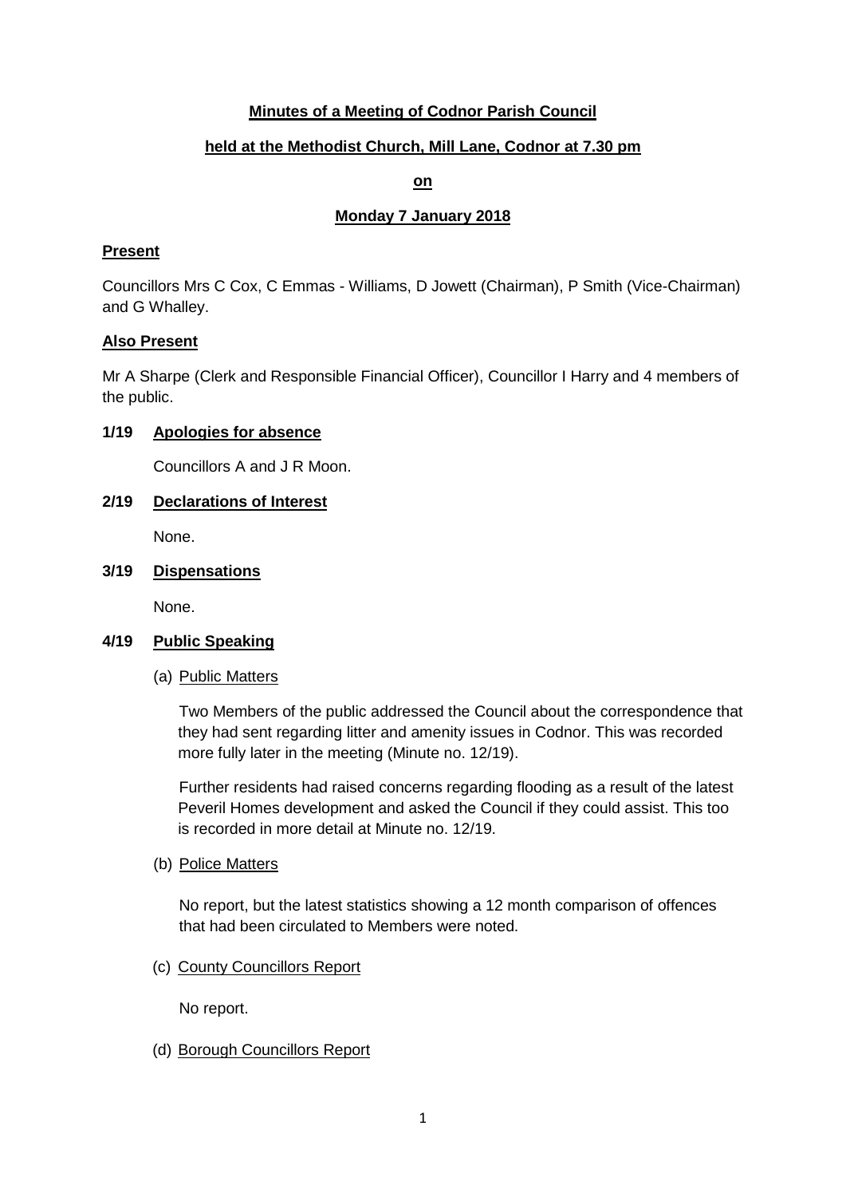# Minutes of a Meeting of Codnor Parish Council

## held at the Methodist Church, Mill Lane, Codnor at 7.30 pm

## on

## Monday 7 January 2018

### Present

Councillors Mrs C Cox, C Emmas - Williams, D Jowett (Chairman), P Smith (Vice-Chairman) and G Whalley.

### Also Present

Mr A Sharpe (Clerk and Responsible Financial Officer), Councillor I Harry and 4 members of the public.

### 1/19 Apologies for absence

Councillors A and J R Moon.

### 2/19 Declarations of Interest

None.

### 3/19 Dispensations

None.

### 4/19 Public Speaking

(a) Public Matters

Two Members of the public addressed the Council about the correspondence that they had sent regarding litter and amenity issues in Codnor. This was recorded more fully later in the meeting (Minute no. 12/19).

Further residents had raised concerns regarding flooding as a result of the latest Peveril Homes development and asked the Council if they could assist. This too is recorded in more detail at Minute no. 12/19.

(b) Police Matters

No report, but the latest statistics showing a 12 month comparison of offences that had been circulated to Members were noted.

(c) County Councillors Report

No report.

(d) Borough Councillors Report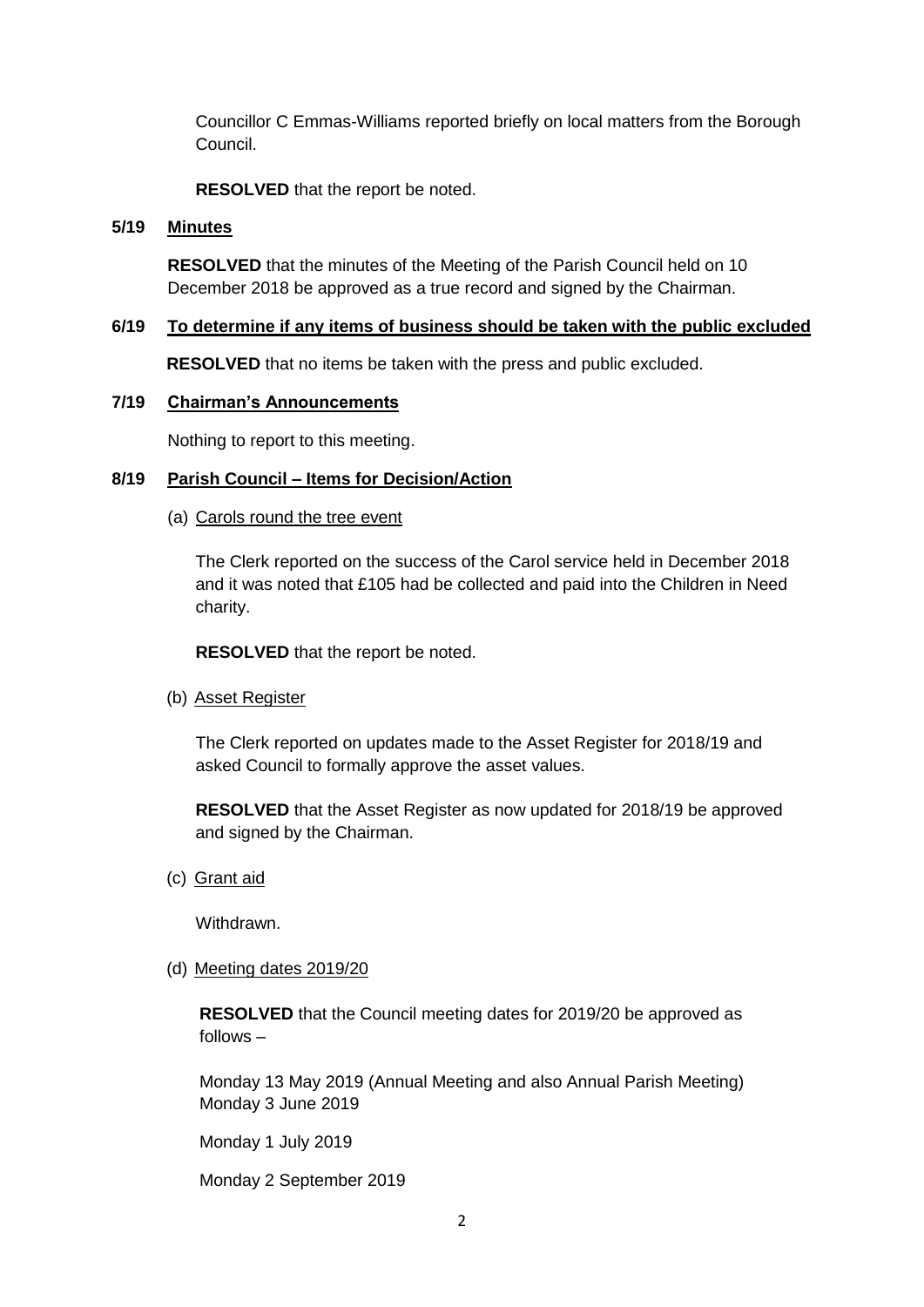Councillor C Emmas-Williams reported briefly on local matters from the Borough Council.

**RESOLVED** that the report be noted.

**5/19 <u>Minutes</u>**

**RESOLVED** that the minutes of the Meeting of the Parish Council held on 10 December 2018 be approved as a true record and signed by the Chairman.

**6/19 <u>To determine if any items of business should be taken with the public excluded</u>**

**RESOLVED** that no items be taken with the press and public excluded.

**7/19 <u>Chairman's Announcements</u>**

Nothing to report to this meeting.

**8/19 <u>Parish Council – Items for Decision/Action</u>**

(a) <u>Carols round the tree event</u>

The Clerk reported on the success of the Carol service held in December 2018 and it was noted that £105 had be collected and paid into the Children in Need charity.

**RESOLVED** that the report be noted.

(b) <u>Asset Register</u>

The Clerk reported on updates made to the Asset Register for 2018/19 and asked Council to formally approve the asset values.

**RESOLVED** that the Asset Register as now updated for 2018/19 be approved and signed by the Chairman.

(c) <u>Grant aid</u>

Withdrawn.

(d) <u>Meeting dates 2019/20</u>

**RESOLVED** that the Council meeting dates for 2019/20 be approved as follows –

Monday 13 May 2019 (Annual Meeting and also Annual Parish Meeting)
Monday 3 June 2019

Monday 1 July 2019

Monday 2 September 2019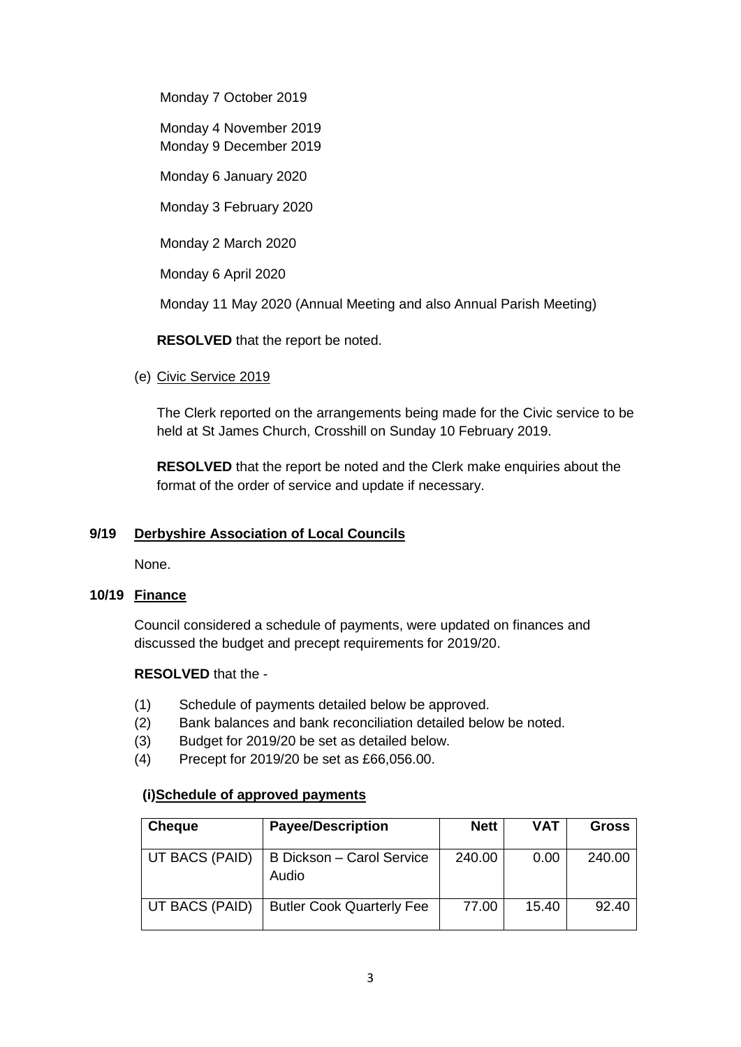Monday 7 October 2019

Monday 4 November 2019
Monday 9 December 2019

Monday 6 January 2020

Monday 3 February 2020

Monday 2 March 2020

Monday 6 April 2020

Monday 11 May 2020 (Annual Meeting and also Annual Parish Meeting)

**RESOLVED** that the report be noted.

(e) Civic Service 2019

The Clerk reported on the arrangements being made for the Civic service to be held at St James Church, Crosshill on Sunday 10 February 2019.

**RESOLVED** that the report be noted and the Clerk make enquiries about the format of the order of service and update if necessary.

**9/19 Derbyshire Association of Local Councils**

None.

**10/19 Finance**

Council considered a schedule of payments, were updated on finances and discussed the budget and precept requirements for 2019/20.

**RESOLVED** that the -

(1) Schedule of payments detailed below be approved.
(2) Bank balances and bank reconciliation detailed below be noted.
(3) Budget for 2019/20 be set as detailed below.
(4) Precept for 2019/20 be set as £66,056.00.

**(i) Schedule of approved payments**

| Cheque | Payee/Description | Nett | VAT | Gross |
|---|---|---|---|---|
| UT BACS (PAID) | B Dickson – Carol Service Audio | 240.00 | 0.00 | 240.00 |
| UT BACS (PAID) | Butler Cook Quarterly Fee | 77.00 | 15.40 | 92.40 |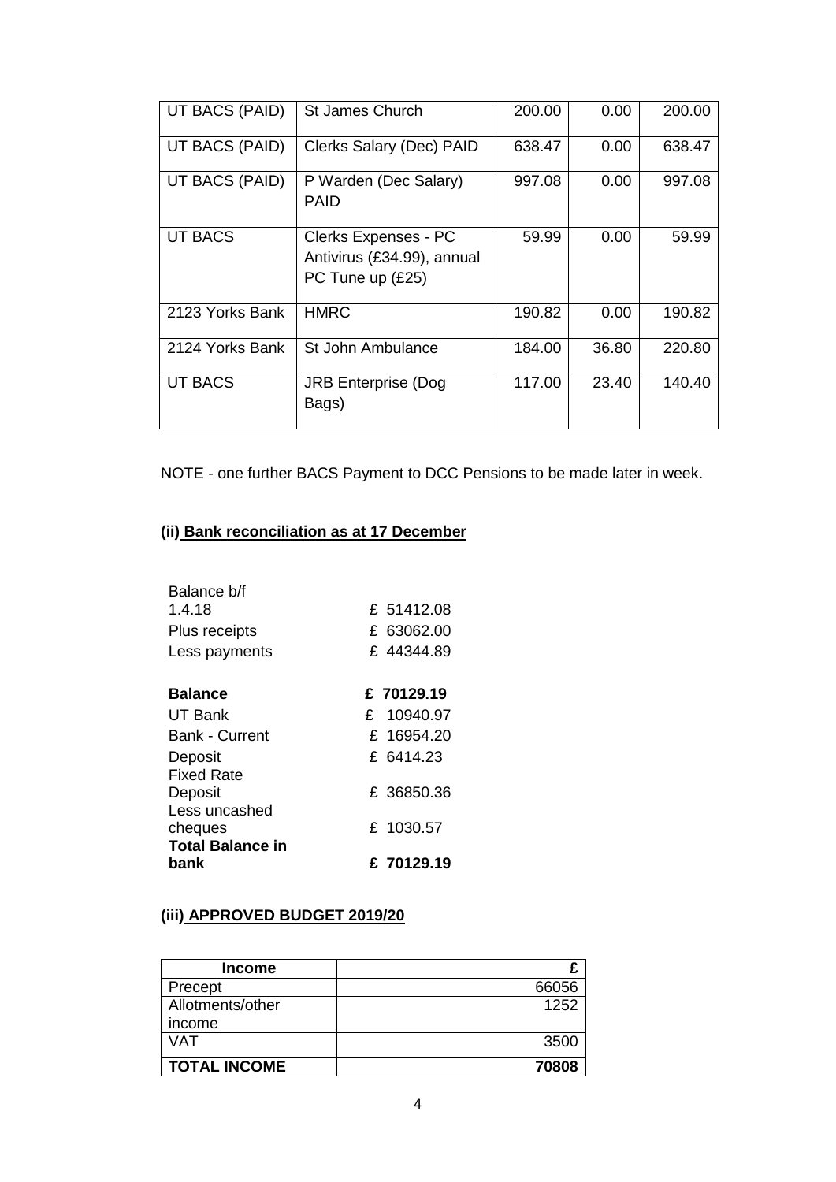| | | | | |
|---|---|---|---|---|
| UT BACS (PAID) | St James Church | 200.00 | 0.00 | 200.00 |
| UT BACS (PAID) | Clerks Salary (Dec) PAID | 638.47 | 0.00 | 638.47 |
| UT BACS (PAID) | P Warden (Dec Salary) PAID | 997.08 | 0.00 | 997.08 |
| UT BACS | Clerks Expenses - PC Antivirus (£34.99), annual PC Tune up (£25) | 59.99 | 0.00 | 59.99 |
| 2123 Yorks Bank | HMRC | 190.82 | 0.00 | 190.82 |
| 2124 Yorks Bank | St John Ambulance | 184.00 | 36.80 | 220.80 |
| UT BACS | JRB Enterprise (Dog Bags) | 117.00 | 23.40 | 140.40 |

NOTE - one further BACS Payment to DCC Pensions to be made later in week.

### (ii) Bank reconciliation as at 17 December

| | |
|---|---|
| Balance b/f 1.4.18 | £ 51412.08 |
| Plus receipts | £ 63062.00 |
| Less payments | £ 44344.89 |
| **Balance** | **£ 70129.19** |
| UT Bank | £ 10940.97 |
| Bank - Current | £ 16954.20 |
| Deposit | £ 6414.23 |
| Fixed Rate Deposit | £ 36850.36 |
| Less uncashed cheques | £ 1030.57 |
| **Total Balance in bank** | **£ 70129.19** |

### (iii) APPROVED BUDGET 2019/20

| Income | £ |
|---|---|
| Precept | 66056 |
| Allotments/other income | 1252 |
| VAT | 3500 |
| **TOTAL INCOME** | **70808** |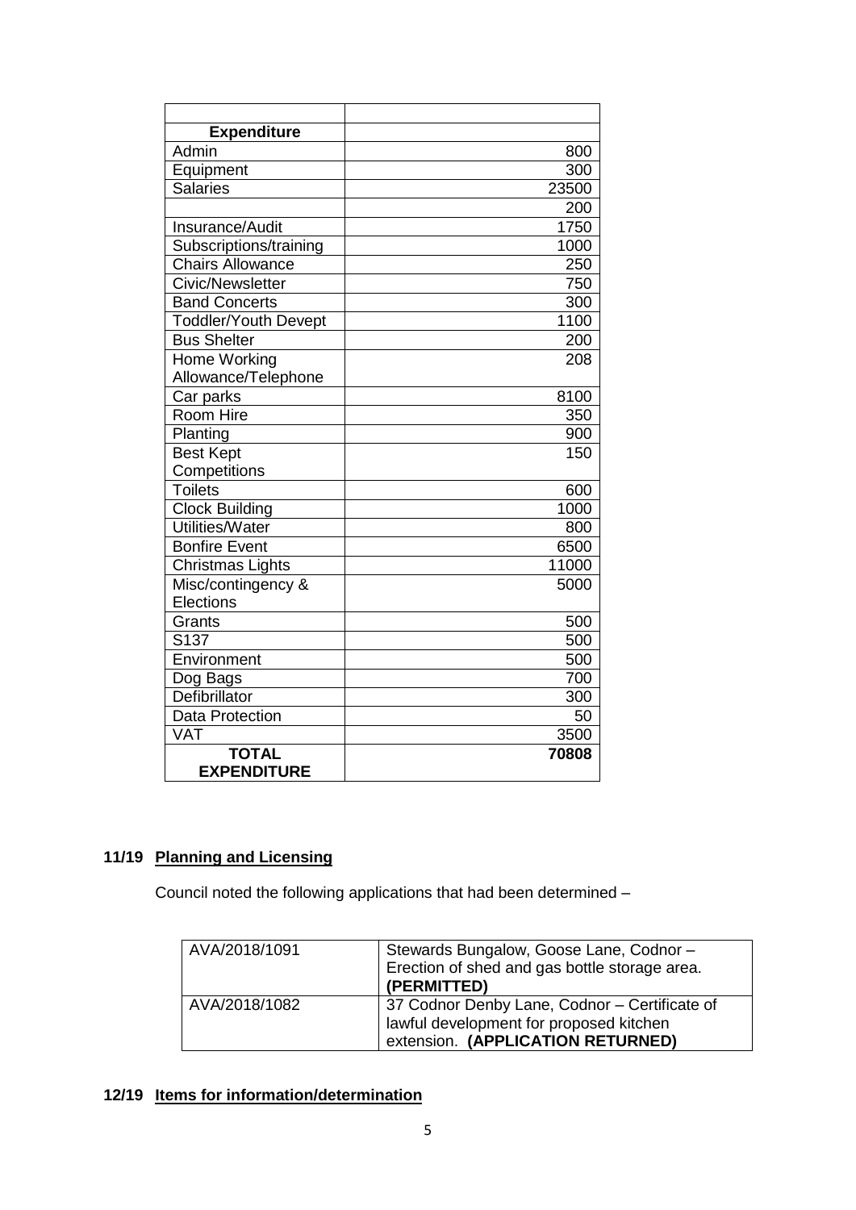| | |
|---|---|
| **Expenditure** | |
| Admin | 800 |
| Equipment | 300 |
| Salaries | 23500 |
| | 200 |
| Insurance/Audit | 1750 |
| Subscriptions/training | 1000 |
| Chairs Allowance | 250 |
| Civic/Newsletter | 750 |
| Band Concerts | 300 |
| Toddler/Youth Devept | 1100 |
| Bus Shelter | 200 |
| Home Working Allowance/Telephone | 208 |
| Car parks | 8100 |
| Room Hire | 350 |
| Planting | 900 |
| Best Kept Competitions | 150 |
| Toilets | 600 |
| Clock Building | 1000 |
| Utilities/Water | 800 |
| Bonfire Event | 6500 |
| Christmas Lights | 11000 |
| Misc/contingency & Elections | 5000 |
| Grants | 500 |
| S137 | 500 |
| Environment | 500 |
| Dog Bags | 700 |
| Defibrillator | 300 |
| Data Protection | 50 |
| VAT | 3500 |
| **TOTAL EXPENDITURE** | **70808** |

## 11/19 Planning and Licensing

Council noted the following applications that had been determined –

| | |
|---|---|
| AVA/2018/1091 | Stewards Bungalow, Goose Lane, Codnor – Erection of shed and gas bottle storage area. **(PERMITTED)** |
| AVA/2018/1082 | 37 Codnor Denby Lane, Codnor – Certificate of lawful development for proposed kitchen extension. **(APPLICATION RETURNED)** |

## 12/19 Items for information/determination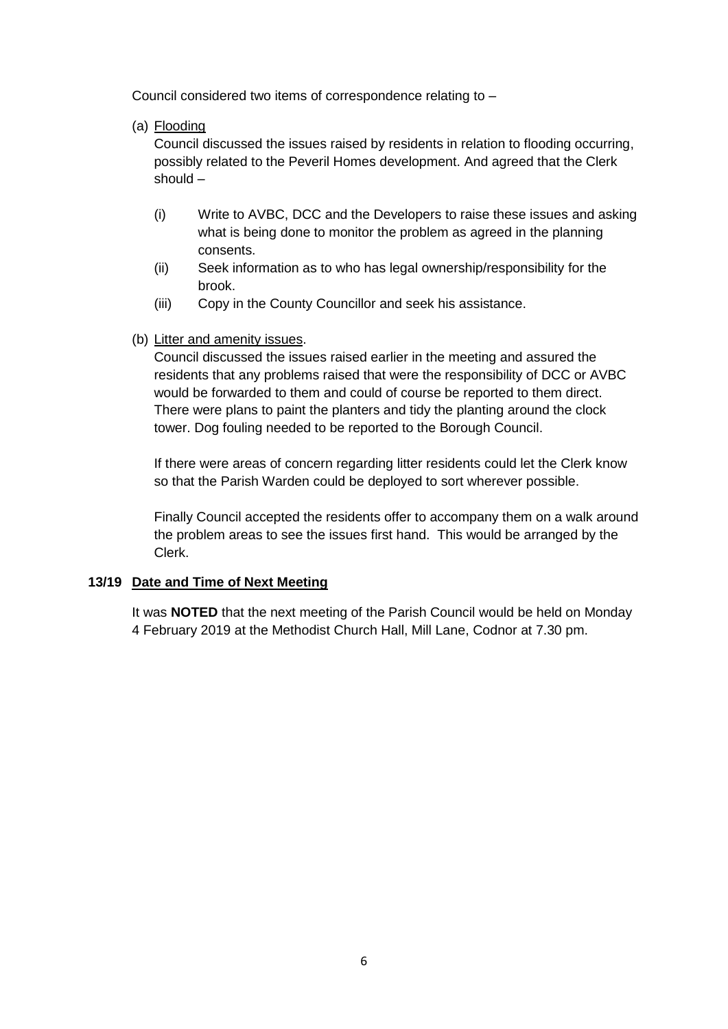Council considered two items of correspondence relating to –

(a) Flooding

Council discussed the issues raised by residents in relation to flooding occurring, possibly related to the Peveril Homes development. And agreed that the Clerk should –

(i) Write to AVBC, DCC and the Developers to raise these issues and asking what is being done to monitor the problem as agreed in the planning consents.

(ii) Seek information as to who has legal ownership/responsibility for the brook.

(iii) Copy in the County Councillor and seek his assistance.

(b) Litter and amenity issues.

Council discussed the issues raised earlier in the meeting and assured the residents that any problems raised that were the responsibility of DCC or AVBC would be forwarded to them and could of course be reported to them direct. There were plans to paint the planters and tidy the planting around the clock tower. Dog fouling needed to be reported to the Borough Council.

If there were areas of concern regarding litter residents could let the Clerk know so that the Parish Warden could be deployed to sort wherever possible.

Finally Council accepted the residents offer to accompany them on a walk around the problem areas to see the issues first hand. This would be arranged by the Clerk.

**13/19 Date and Time of Next Meeting**

It was **NOTED** that the next meeting of the Parish Council would be held on Monday 4 February 2019 at the Methodist Church Hall, Mill Lane, Codnor at 7.30 pm.